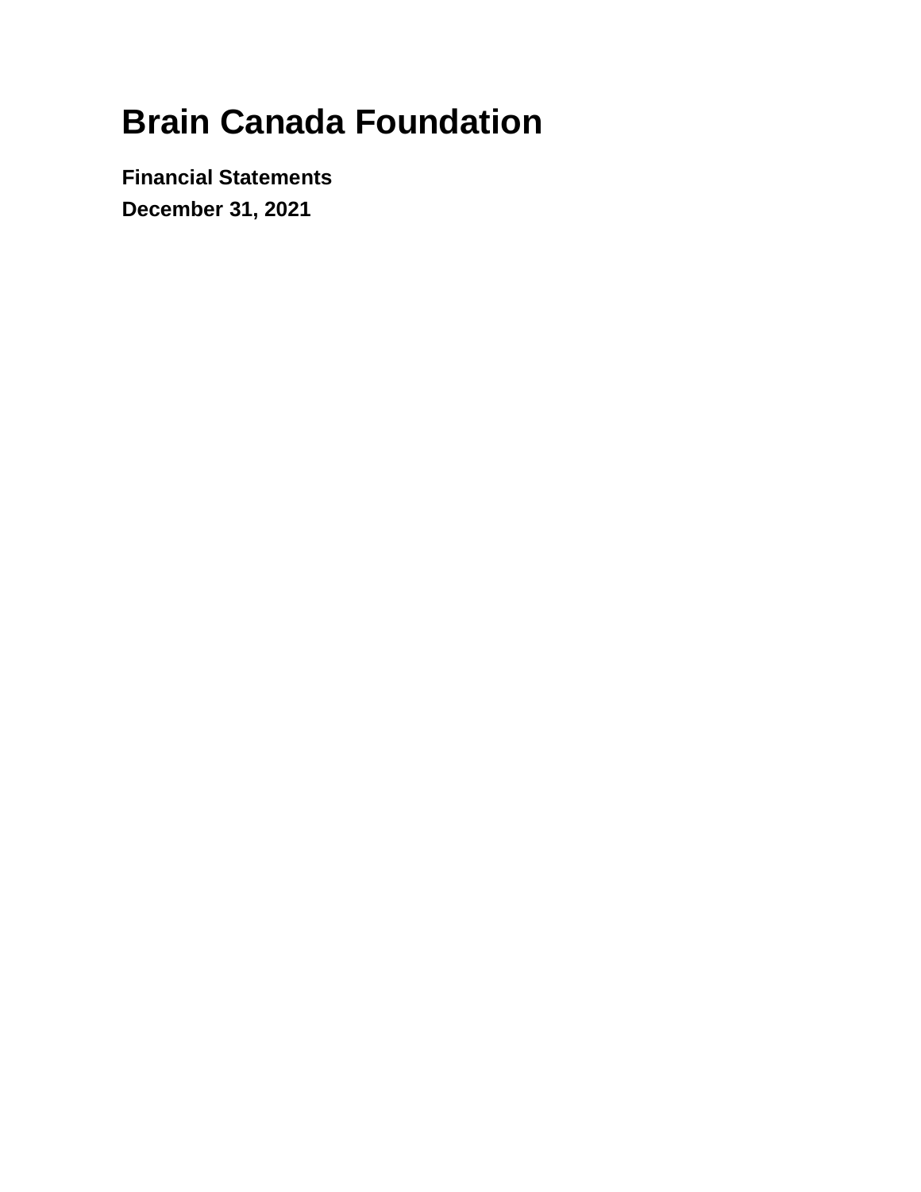# Brain Canada Foundation

**Financial Statements**

**December 31, 2021**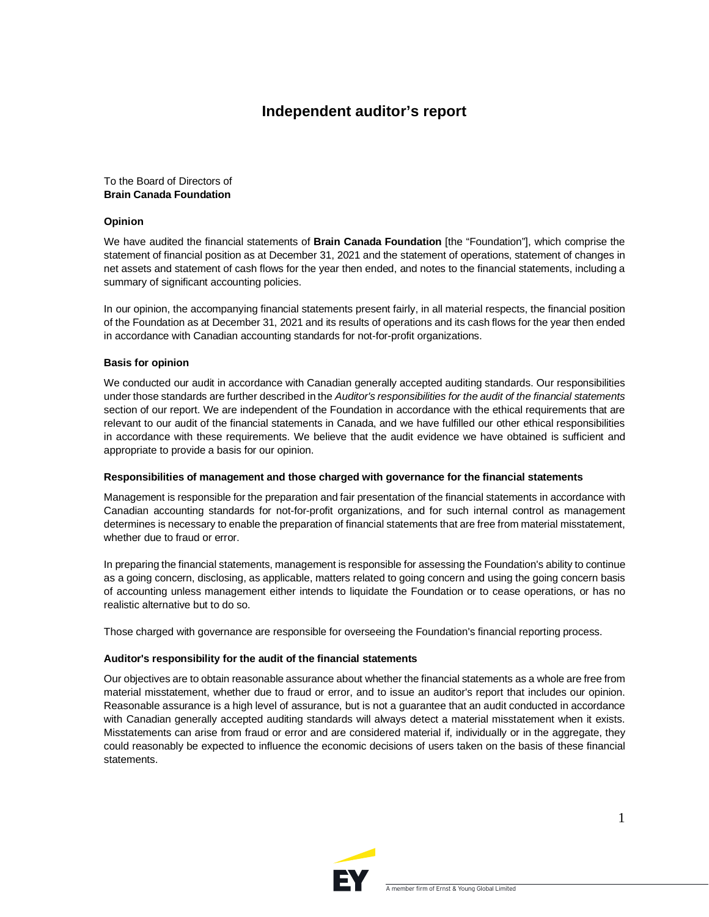# Independent auditor's report

To the Board of Directors of
**Brain Canada Foundation**

### Opinion

We have audited the financial statements of **Brain Canada Foundation** [the "Foundation"], which comprise the statement of financial position as at December 31, 2021 and the statement of operations, statement of changes in net assets and statement of cash flows for the year then ended, and notes to the financial statements, including a summary of significant accounting policies.

In our opinion, the accompanying financial statements present fairly, in all material respects, the financial position of the Foundation as at December 31, 2021 and its results of operations and its cash flows for the year then ended in accordance with Canadian accounting standards for not-for-profit organizations.

### Basis for opinion

We conducted our audit in accordance with Canadian generally accepted auditing standards. Our responsibilities under those standards are further described in the *Auditor's responsibilities for the audit of the financial statements* section of our report. We are independent of the Foundation in accordance with the ethical requirements that are relevant to our audit of the financial statements in Canada, and we have fulfilled our other ethical responsibilities in accordance with these requirements. We believe that the audit evidence we have obtained is sufficient and appropriate to provide a basis for our opinion.

### Responsibilities of management and those charged with governance for the financial statements

Management is responsible for the preparation and fair presentation of the financial statements in accordance with Canadian accounting standards for not-for-profit organizations, and for such internal control as management determines is necessary to enable the preparation of financial statements that are free from material misstatement, whether due to fraud or error.

In preparing the financial statements, management is responsible for assessing the Foundation's ability to continue as a going concern, disclosing, as applicable, matters related to going concern and using the going concern basis of accounting unless management either intends to liquidate the Foundation or to cease operations, or has no realistic alternative but to do so.

Those charged with governance are responsible for overseeing the Foundation's financial reporting process.

### Auditor's responsibility for the audit of the financial statements

Our objectives are to obtain reasonable assurance about whether the financial statements as a whole are free from material misstatement, whether due to fraud or error, and to issue an auditor's report that includes our opinion. Reasonable assurance is a high level of assurance, but is not a guarantee that an audit conducted in accordance with Canadian generally accepted auditing standards will always detect a material misstatement when it exists. Misstatements can arise from fraud or error and are considered material if, individually or in the aggregate, they could reasonably be expected to influence the economic decisions of users taken on the basis of these financial statements.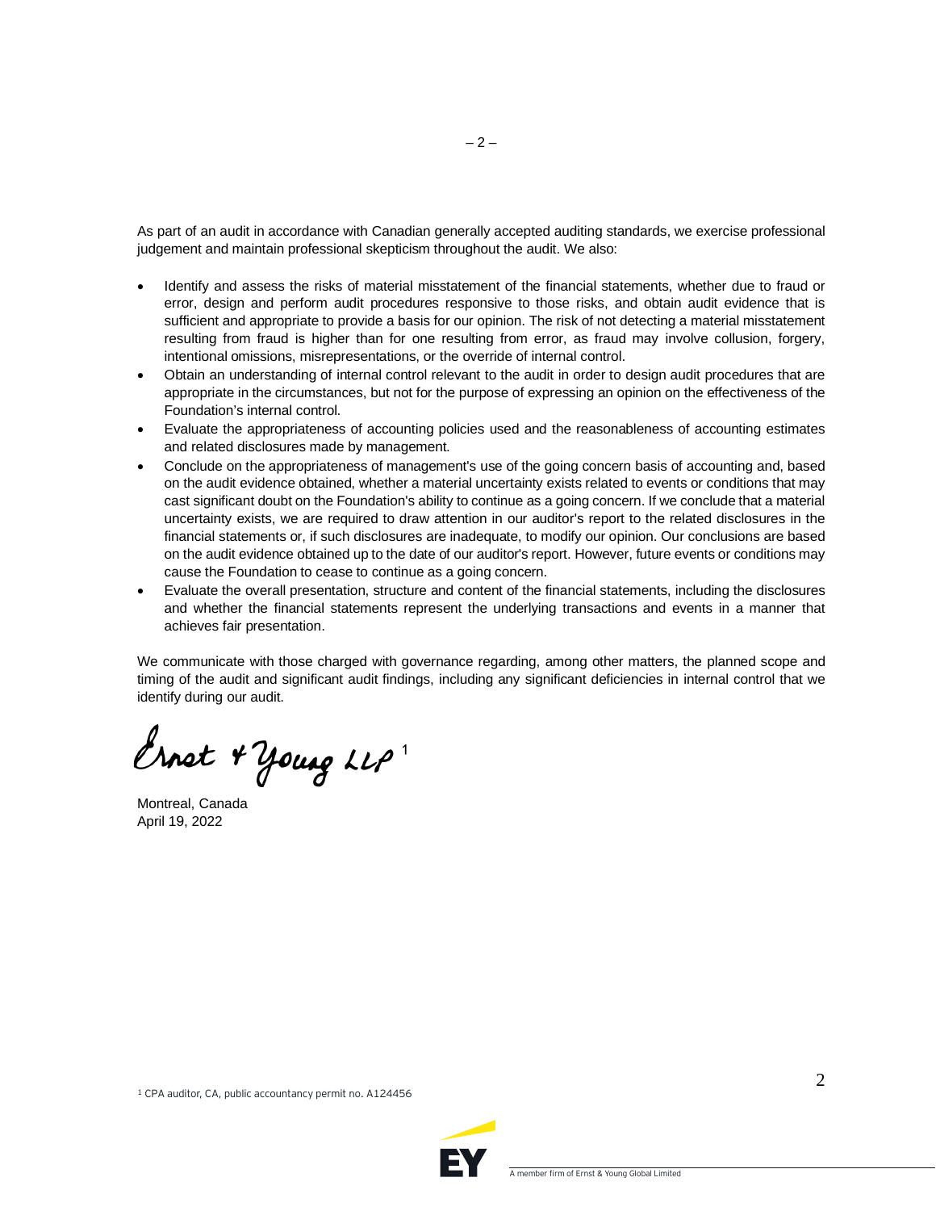As part of an audit in accordance with Canadian generally accepted auditing standards, we exercise professional judgement and maintain professional skepticism throughout the audit. We also:

- Identify and assess the risks of material misstatement of the financial statements, whether due to fraud or error, design and perform audit procedures responsive to those risks, and obtain audit evidence that is sufficient and appropriate to provide a basis for our opinion. The risk of not detecting a material misstatement resulting from fraud is higher than for one resulting from error, as fraud may involve collusion, forgery, intentional omissions, misrepresentations, or the override of internal control.
- Obtain an understanding of internal control relevant to the audit in order to design audit procedures that are appropriate in the circumstances, but not for the purpose of expressing an opinion on the effectiveness of the Foundation's internal control.
- Evaluate the appropriateness of accounting policies used and the reasonableness of accounting estimates and related disclosures made by management.
- Conclude on the appropriateness of management's use of the going concern basis of accounting and, based on the audit evidence obtained, whether a material uncertainty exists related to events or conditions that may cast significant doubt on the Foundation's ability to continue as a going concern. If we conclude that a material uncertainty exists, we are required to draw attention in our auditor's report to the related disclosures in the financial statements or, if such disclosures are inadequate, to modify our opinion. Our conclusions are based on the audit evidence obtained up to the date of our auditor's report. However, future events or conditions may cause the Foundation to cease to continue as a going concern.
- Evaluate the overall presentation, structure and content of the financial statements, including the disclosures and whether the financial statements represent the underlying transactions and events in a manner that achieves fair presentation.

We communicate with those charged with governance regarding, among other matters, the planned scope and timing of the audit and significant audit findings, including any significant deficiencies in internal control that we identify during our audit.

Ernst & Young LLP [1]

Montreal, Canada
April 19, 2022

[1] CPA auditor, CA, public accountancy permit no. A124456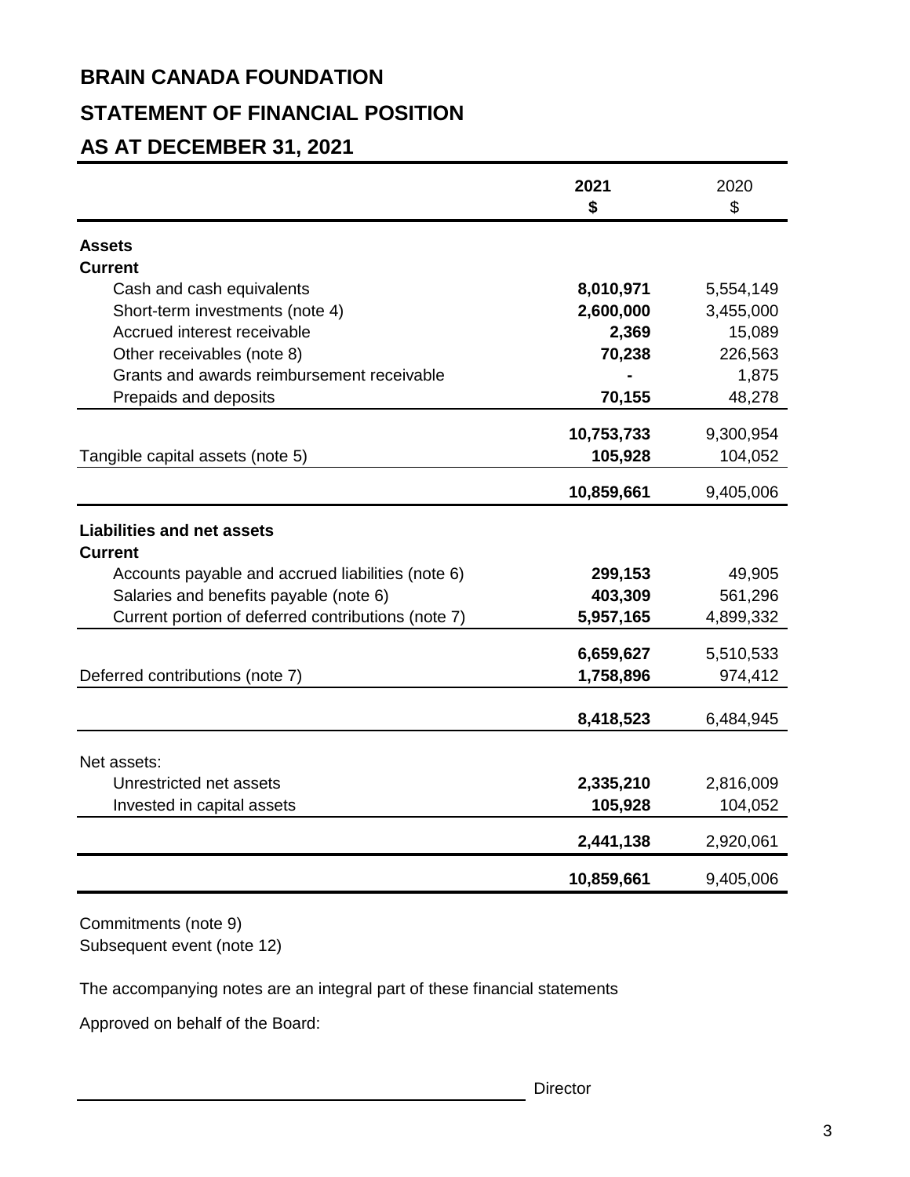# BRAIN CANADA FOUNDATION

## STATEMENT OF FINANCIAL POSITION

## AS AT DECEMBER 31, 2021

| | 2021<br>$ | 2020<br>$ |
|---|---|---|
| **Assets** | | |
| **Current** | | |
| Cash and cash equivalents | **8,010,971** | 5,554,149 |
| Short-term investments (note 4) | **2,600,000** | 3,455,000 |
| Accrued interest receivable | **2,369** | 15,089 |
| Other receivables (note 8) | **70,238** | 226,563 |
| Grants and awards reimbursement receivable | **-** | 1,875 |
| Prepaids and deposits | **70,155** | 48,278 |
| | **10,753,733** | 9,300,954 |
| Tangible capital assets (note 5) | **105,928** | 104,052 |
| | **10,859,661** | 9,405,006 |
| **Liabilities and net assets** | | |
| **Current** | | |
| Accounts payable and accrued liabilities (note 6) | **299,153** | 49,905 |
| Salaries and benefits payable (note 6) | **403,309** | 561,296 |
| Current portion of deferred contributions (note 7) | **5,957,165** | 4,899,332 |
| | **6,659,627** | 5,510,533 |
| Deferred contributions (note 7) | **1,758,896** | 974,412 |
| | **8,418,523** | 6,484,945 |
| Net assets: | | |
| Unrestricted net assets | **2,335,210** | 2,816,009 |
| Invested in capital assets | **105,928** | 104,052 |
| | **2,441,138** | 2,920,061 |
| | **10,859,661** | 9,405,006 |

Commitments (note 9)
Subsequent event (note 12)

The accompanying notes are an integral part of these financial statements

Approved on behalf of the Board:

\_\_\_\_\_\_\_\_\_\_\_\_\_\_\_\_\_\_\_\_\_\_\_\_\_\_\_\_\_\_\_\_\_\_\_\_\_\_\_\_ Director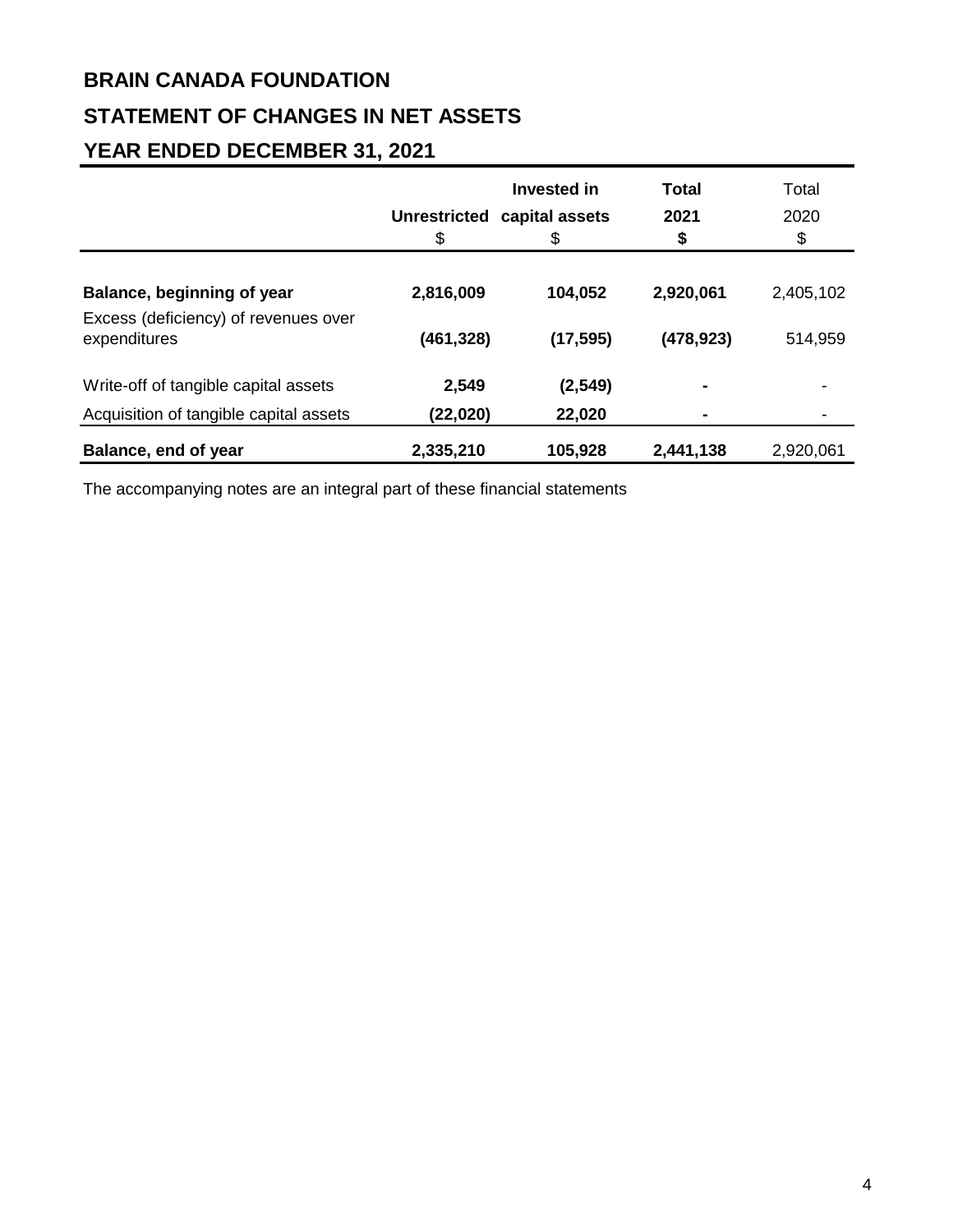# BRAIN CANADA FOUNDATION

## STATEMENT OF CHANGES IN NET ASSETS

## YEAR ENDED DECEMBER 31, 2021

| | Unrestricted<br>$ | Invested in capital assets<br>$ | Total 2021<br>$ | Total 2020<br>$ |
|---|---|---|---|---|
| **Balance, beginning of year** | **2,816,009** | **104,052** | **2,920,061** | 2,405,102 |
| Excess (deficiency) of revenues over expenditures | **(461,328)** | **(17,595)** | **(478,923)** | 514,959 |
| Write-off of tangible capital assets | **2,549** | **(2,549)** | **-** | - |
| Acquisition of tangible capital assets | **(22,020)** | **22,020** | **-** | - |
| **Balance, end of year** | **2,335,210** | **105,928** | **2,441,138** | 2,920,061 |

The accompanying notes are an integral part of these financial statements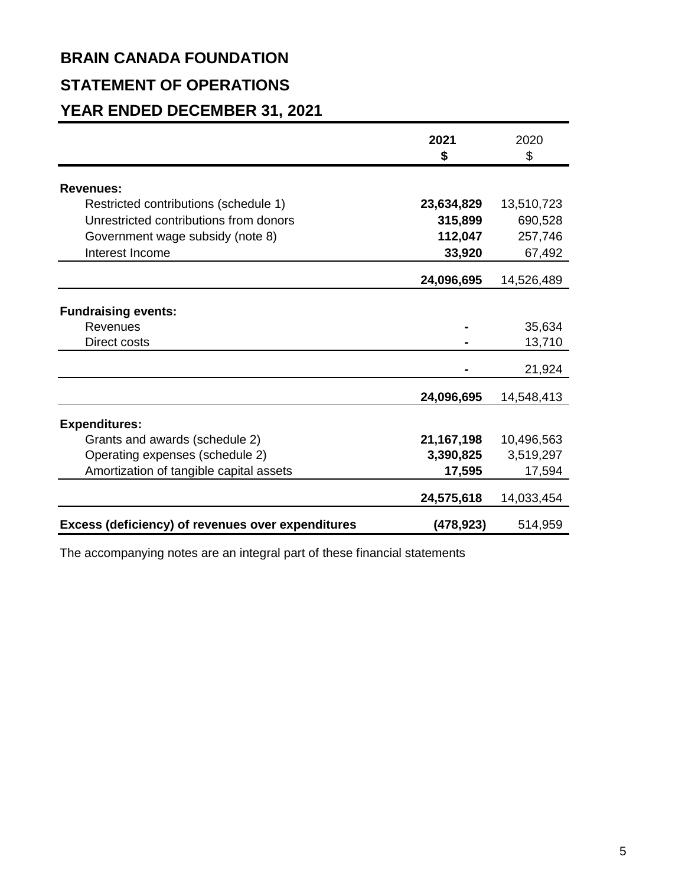# BRAIN CANADA FOUNDATION

## STATEMENT OF OPERATIONS

## YEAR ENDED DECEMBER 31, 2021

| | 2021<br>$ | 2020<br>$ |
|---|---|---|
| **Revenues:** | | |
| Restricted contributions (schedule 1) | **23,634,829** | 13,510,723 |
| Unrestricted contributions from donors | **315,899** | 690,528 |
| Government wage subsidy (note 8) | **112,047** | 257,746 |
| Interest Income | **33,920** | 67,492 |
| | **24,096,695** | 14,526,489 |
| **Fundraising events:** | | |
| Revenues | **-** | 35,634 |
| Direct costs | **-** | 13,710 |
| | **-** | 21,924 |
| | **24,096,695** | 14,548,413 |
| **Expenditures:** | | |
| Grants and awards (schedule 2) | **21,167,198** | 10,496,563 |
| Operating expenses (schedule 2) | **3,390,825** | 3,519,297 |
| Amortization of tangible capital assets | **17,595** | 17,594 |
| | **24,575,618** | 14,033,454 |
| **Excess (deficiency) of revenues over expenditures** | **(478,923)** | 514,959 |

The accompanying notes are an integral part of these financial statements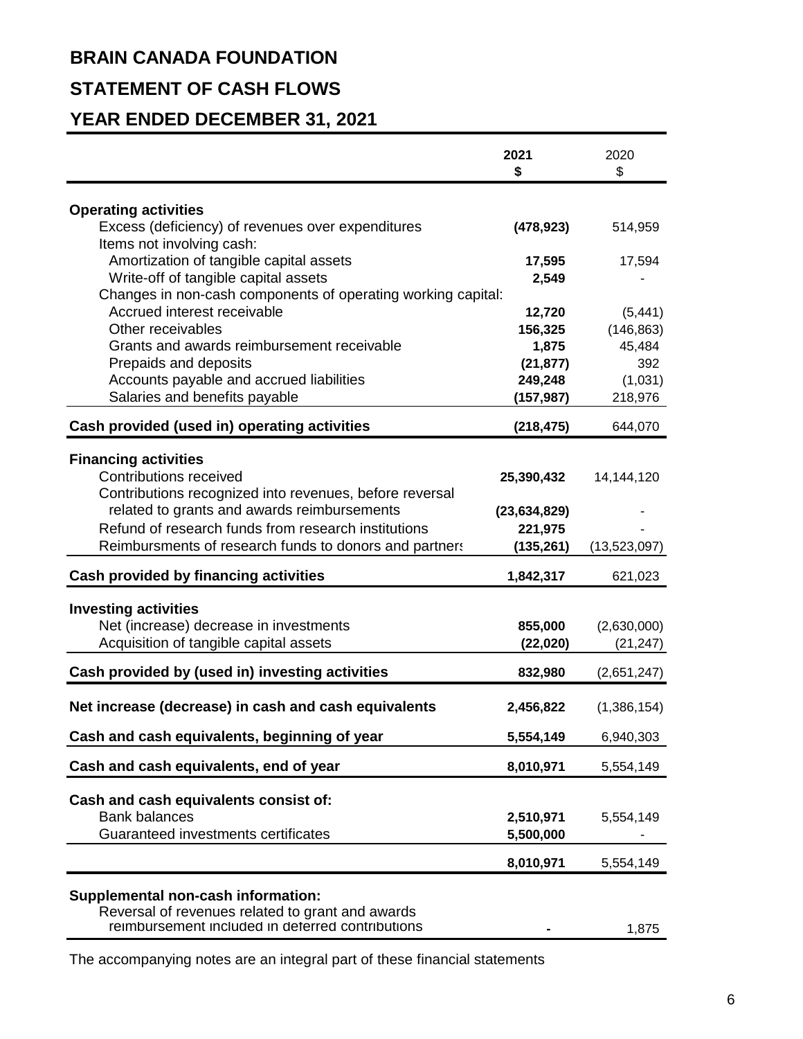# BRAIN CANADA FOUNDATION

## STATEMENT OF CASH FLOWS

## YEAR ENDED DECEMBER 31, 2021

| | **2021** **$** | 2020 $ |
|---|---|---|
| **Operating activities** | | |
| Excess (deficiency) of revenues over expenditures | **(478,923)** | 514,959 |
| Items not involving cash: | | |
| Amortization of tangible capital assets | **17,595** | 17,594 |
| Write-off of tangible capital assets | **2,549** | - |
| Changes in non-cash components of operating working capital: | | |
| Accrued interest receivable | **12,720** | (5,441) |
| Other receivables | **156,325** | (146,863) |
| Grants and awards reimbursement receivable | **1,875** | 45,484 |
| Prepaids and deposits | **(21,877)** | 392 |
| Accounts payable and accrued liabilities | **249,248** | (1,031) |
| Salaries and benefits payable | **(157,987)** | 218,976 |
| **Cash provided (used in) operating activities** | **(218,475)** | 644,070 |
| **Financing activities** | | |
| Contributions received | **25,390,432** | 14,144,120 |
| Contributions recognized into revenues, before reversal related to grants and awards reimbursements | **(23,634,829)** | - |
| Refund of research funds from research institutions | **221,975** | - |
| Reimbursments of research funds to donors and partners | **(135,261)** | (13,523,097) |
| **Cash provided by financing activities** | **1,842,317** | 621,023 |
| **Investing activities** | | |
| Net (increase) decrease in investments | **855,000** | (2,630,000) |
| Acquisition of tangible capital assets | **(22,020)** | (21,247) |
| **Cash provided by (used in) investing activities** | **832,980** | (2,651,247) |
| **Net increase (decrease) in cash and cash equivalents** | **2,456,822** | (1,386,154) |
| **Cash and cash equivalents, beginning of year** | **5,554,149** | 6,940,303 |
| **Cash and cash equivalents, end of year** | **8,010,971** | 5,554,149 |
| **Cash and cash equivalents consist of:** | | |
| Bank balances | **2,510,971** | 5,554,149 |
| Guaranteed investments certificates | **5,500,000** | - |
| | **8,010,971** | 5,554,149 |
| **Supplemental non-cash information:** | | |
| Reversal of revenues related to grant and awards reimbursement included in deferred contributions | **-** | 1,875 |

The accompanying notes are an integral part of these financial statements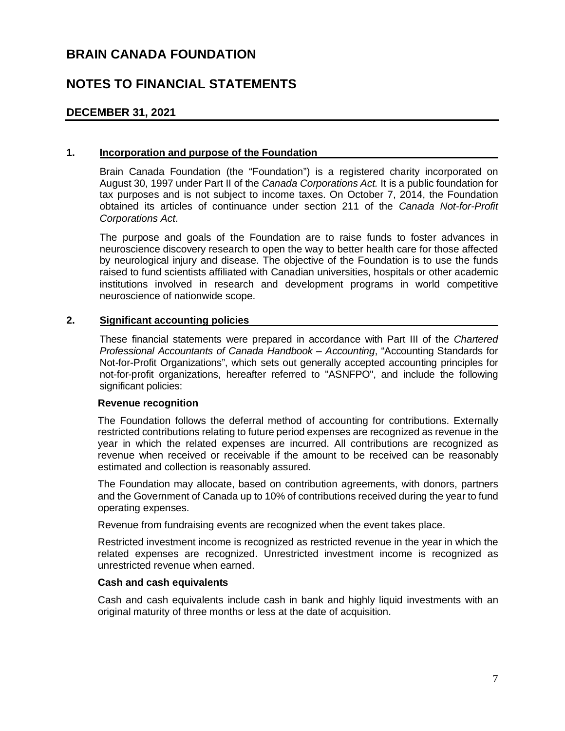# BRAIN CANADA FOUNDATION

## NOTES TO FINANCIAL STATEMENTS

### DECEMBER 31, 2021

**1. Incorporation and purpose of the Foundation**

Brain Canada Foundation (the "Foundation") is a registered charity incorporated on August 30, 1997 under Part II of the *Canada Corporations Act.* It is a public foundation for tax purposes and is not subject to income taxes. On October 7, 2014, the Foundation obtained its articles of continuance under section 211 of the *Canada Not-for-Profit Corporations Act*.

The purpose and goals of the Foundation are to raise funds to foster advances in neuroscience discovery research to open the way to better health care for those affected by neurological injury and disease. The objective of the Foundation is to use the funds raised to fund scientists affiliated with Canadian universities, hospitals or other academic institutions involved in research and development programs in world competitive neuroscience of nationwide scope.

**2. Significant accounting policies**

These financial statements were prepared in accordance with Part III of the *Chartered Professional Accountants of Canada Handbook – Accounting*, "Accounting Standards for Not-for-Profit Organizations", which sets out generally accepted accounting principles for not-for-profit organizations, hereafter referred to "ASNFPO", and include the following significant policies:

**Revenue recognition**

The Foundation follows the deferral method of accounting for contributions. Externally restricted contributions relating to future period expenses are recognized as revenue in the year in which the related expenses are incurred. All contributions are recognized as revenue when received or receivable if the amount to be received can be reasonably estimated and collection is reasonably assured.

The Foundation may allocate, based on contribution agreements, with donors, partners and the Government of Canada up to 10% of contributions received during the year to fund operating expenses.

Revenue from fundraising events are recognized when the event takes place.

Restricted investment income is recognized as restricted revenue in the year in which the related expenses are recognized. Unrestricted investment income is recognized as unrestricted revenue when earned.

**Cash and cash equivalents**

Cash and cash equivalents include cash in bank and highly liquid investments with an original maturity of three months or less at the date of acquisition.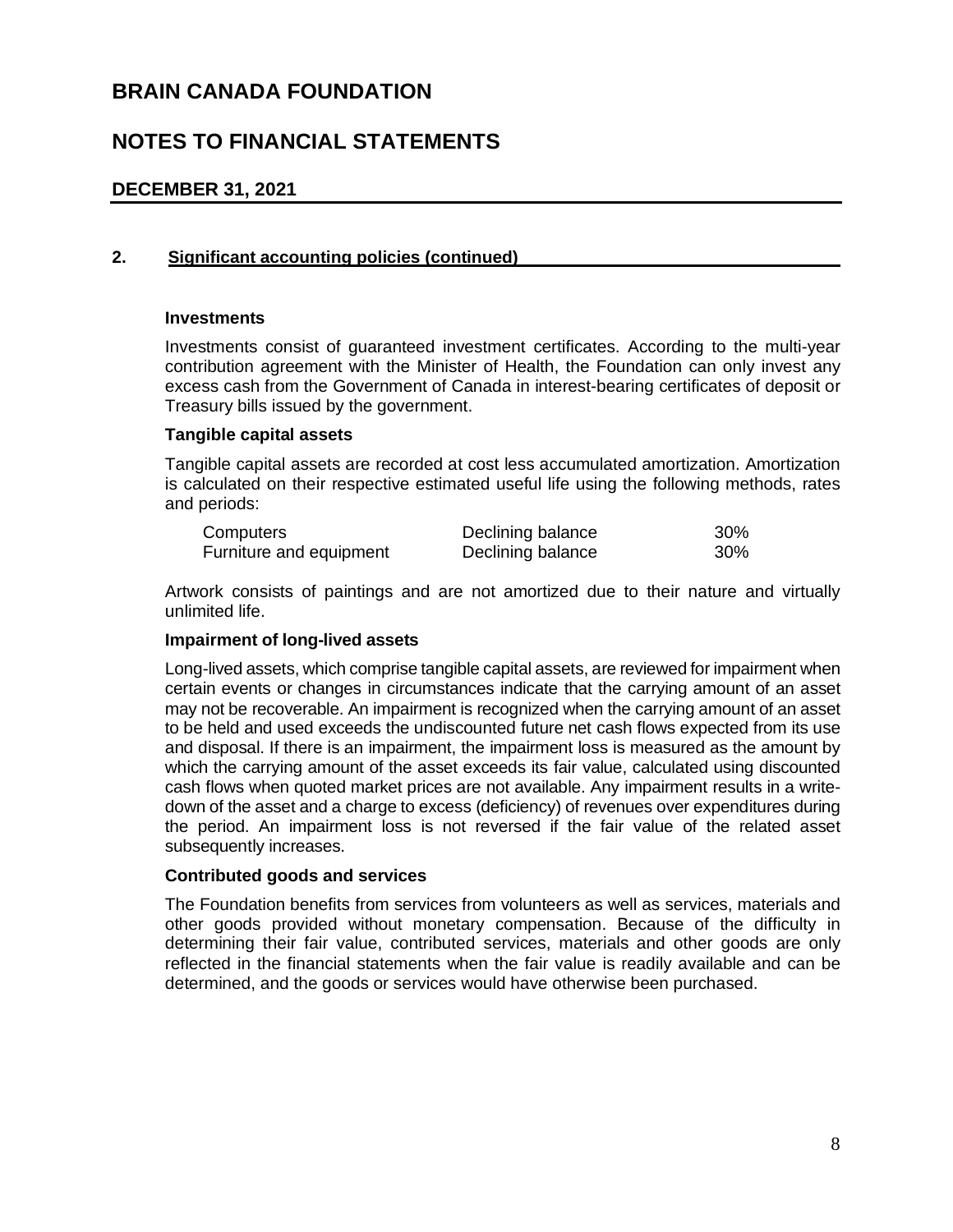# BRAIN CANADA FOUNDATION

## NOTES TO FINANCIAL STATEMENTS

### DECEMBER 31, 2021

### 2. Significant accounting policies (continued)

**Investments**

Investments consist of guaranteed investment certificates. According to the multi-year contribution agreement with the Minister of Health, the Foundation can only invest any excess cash from the Government of Canada in interest-bearing certificates of deposit or Treasury bills issued by the government.

**Tangible capital assets**

Tangible capital assets are recorded at cost less accumulated amortization. Amortization is calculated on their respective estimated useful life using the following methods, rates and periods:

| | | |
|---|---|---|
| Computers | Declining balance | 30% |
| Furniture and equipment | Declining balance | 30% |

Artwork consists of paintings and are not amortized due to their nature and virtually unlimited life.

**Impairment of long-lived assets**

Long-lived assets, which comprise tangible capital assets, are reviewed for impairment when certain events or changes in circumstances indicate that the carrying amount of an asset may not be recoverable. An impairment is recognized when the carrying amount of an asset to be held and used exceeds the undiscounted future net cash flows expected from its use and disposal. If there is an impairment, the impairment loss is measured as the amount by which the carrying amount of the asset exceeds its fair value, calculated using discounted cash flows when quoted market prices are not available. Any impairment results in a write-down of the asset and a charge to excess (deficiency) of revenues over expenditures during the period. An impairment loss is not reversed if the fair value of the related asset subsequently increases.

**Contributed goods and services**

The Foundation benefits from services from volunteers as well as services, materials and other goods provided without monetary compensation. Because of the difficulty in determining their fair value, contributed services, materials and other goods are only reflected in the financial statements when the fair value is readily available and can be determined, and the goods or services would have otherwise been purchased.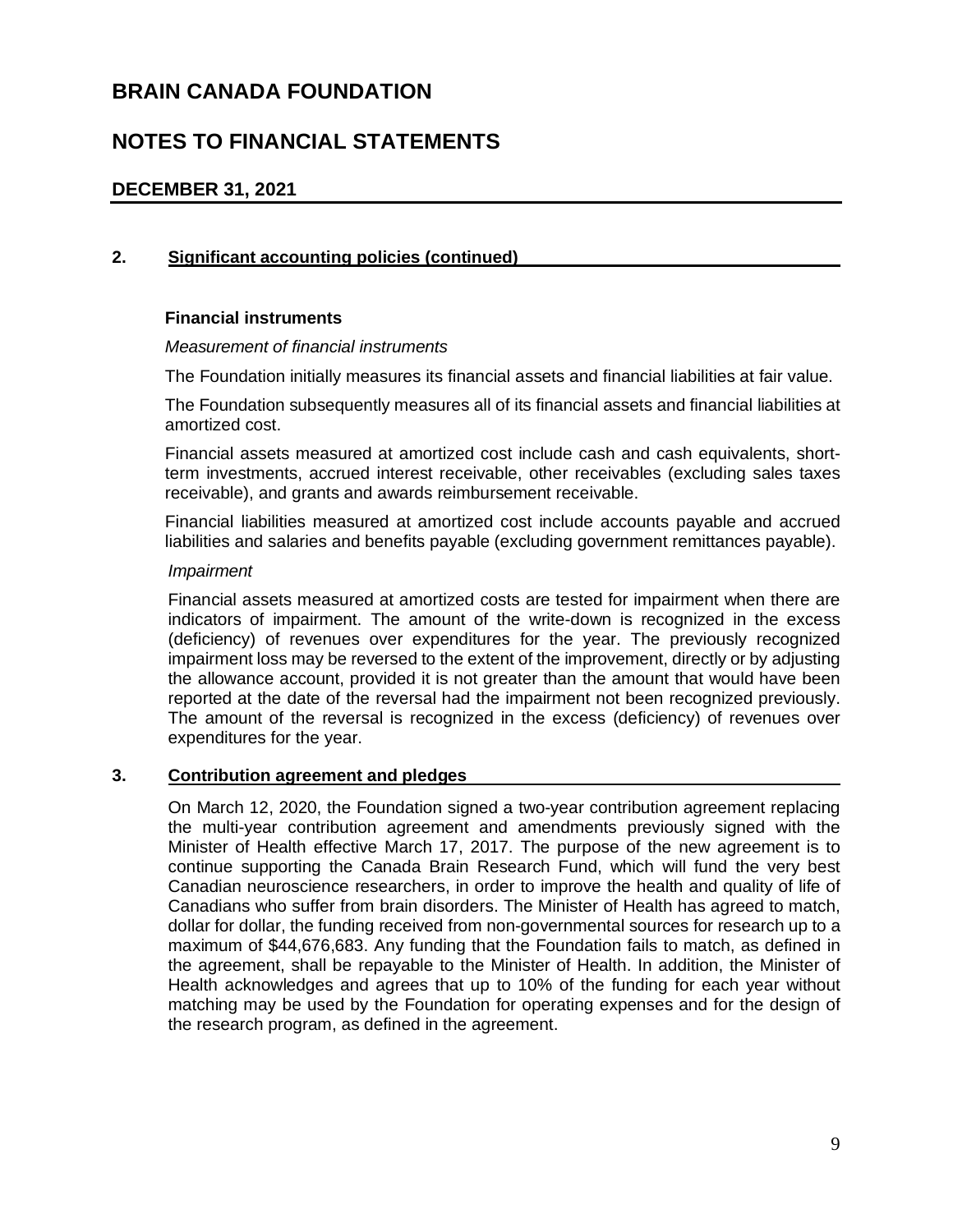# BRAIN CANADA FOUNDATION

# NOTES TO FINANCIAL STATEMENTS

## DECEMBER 31, 2021

### 2. Significant accounting policies (continued)

**Financial instruments**

*Measurement of financial instruments*

The Foundation initially measures its financial assets and financial liabilities at fair value.

The Foundation subsequently measures all of its financial assets and financial liabilities at amortized cost.

Financial assets measured at amortized cost include cash and cash equivalents, short-term investments, accrued interest receivable, other receivables (excluding sales taxes receivable), and grants and awards reimbursement receivable.

Financial liabilities measured at amortized cost include accounts payable and accrued liabilities and salaries and benefits payable (excluding government remittances payable).

*Impairment*

Financial assets measured at amortized costs are tested for impairment when there are indicators of impairment. The amount of the write-down is recognized in the excess (deficiency) of revenues over expenditures for the year. The previously recognized impairment loss may be reversed to the extent of the improvement, directly or by adjusting the allowance account, provided it is not greater than the amount that would have been reported at the date of the reversal had the impairment not been recognized previously. The amount of the reversal is recognized in the excess (deficiency) of revenues over expenditures for the year.

### 3. Contribution agreement and pledges

On March 12, 2020, the Foundation signed a two-year contribution agreement replacing the multi-year contribution agreement and amendments previously signed with the Minister of Health effective March 17, 2017. The purpose of the new agreement is to continue supporting the Canada Brain Research Fund, which will fund the very best Canadian neuroscience researchers, in order to improve the health and quality of life of Canadians who suffer from brain disorders. The Minister of Health has agreed to match, dollar for dollar, the funding received from non-governmental sources for research up to a maximum of $44,676,683. Any funding that the Foundation fails to match, as defined in the agreement, shall be repayable to the Minister of Health. In addition, the Minister of Health acknowledges and agrees that up to 10% of the funding for each year without matching may be used by the Foundation for operating expenses and for the design of the research program, as defined in the agreement.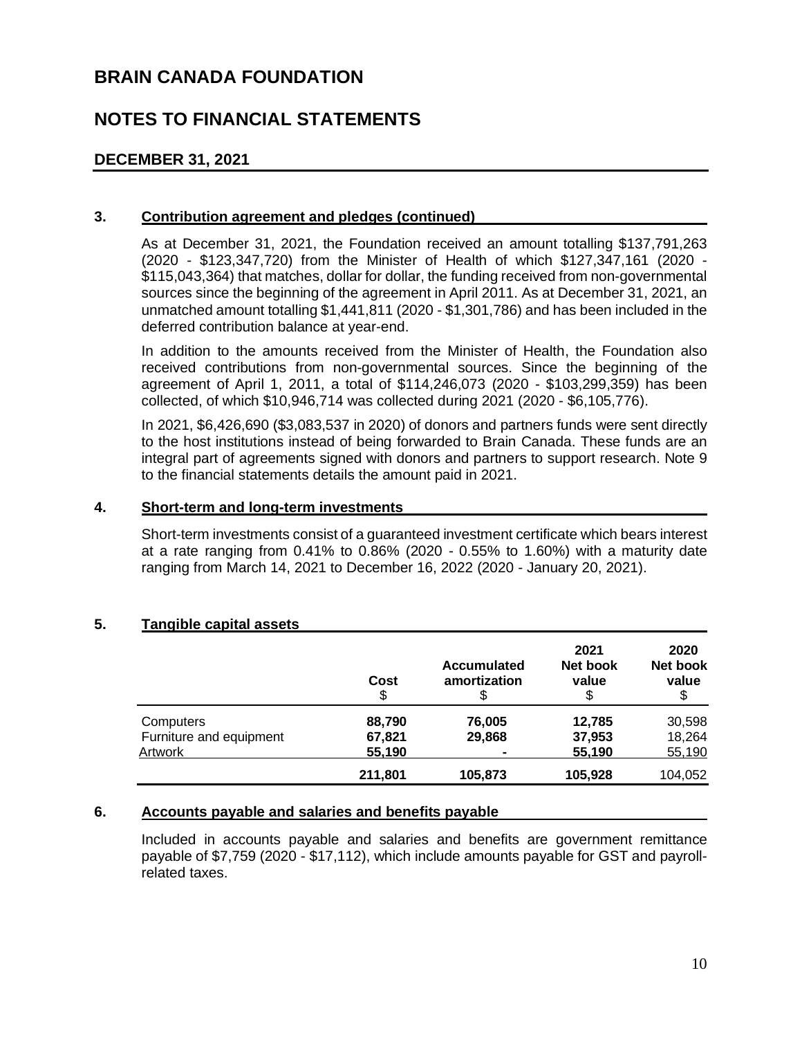# BRAIN CANADA FOUNDATION

# NOTES TO FINANCIAL STATEMENTS

## DECEMBER 31, 2021

### 3. Contribution agreement and pledges (continued)

As at December 31, 2021, the Foundation received an amount totalling $137,791,263 (2020 - $123,347,720) from the Minister of Health of which $127,347,161 (2020 - $115,043,364) that matches, dollar for dollar, the funding received from non-governmental sources since the beginning of the agreement in April 2011. As at December 31, 2021, an unmatched amount totalling $1,441,811 (2020 - $1,301,786) and has been included in the deferred contribution balance at year-end.

In addition to the amounts received from the Minister of Health, the Foundation also received contributions from non-governmental sources. Since the beginning of the agreement of April 1, 2011, a total of $114,246,073 (2020 - $103,299,359) has been collected, of which $10,946,714 was collected during 2021 (2020 - $6,105,776).

In 2021, $6,426,690 ($3,083,537 in 2020) of donors and partners funds were sent directly to the host institutions instead of being forwarded to Brain Canada. These funds are an integral part of agreements signed with donors and partners to support research. Note 9 to the financial statements details the amount paid in 2021.

### 4. Short-term and long-term investments

Short-term investments consist of a guaranteed investment certificate which bears interest at a rate ranging from 0.41% to 0.86% (2020 - 0.55% to 1.60%) with a maturity date ranging from March 14, 2021 to December 16, 2022 (2020 - January 20, 2021).

### 5. Tangible capital assets

| | Cost<br>$ | Accumulated amortization<br>$ | 2021<br>Net book value<br>$ | 2020<br>Net book value<br>$ |
|---|---|---|---|---|
| Computers | **88,790** | **76,005** | **12,785** | 30,598 |
| Furniture and equipment | **67,821** | **29,868** | **37,953** | 18,264 |
| Artwork | **55,190** | **-** | **55,190** | 55,190 |
| | **211,801** | **105,873** | **105,928** | 104,052 |

### 6. Accounts payable and salaries and benefits payable

Included in accounts payable and salaries and benefits are government remittance payable of $7,759 (2020 - $17,112), which include amounts payable for GST and payroll-related taxes.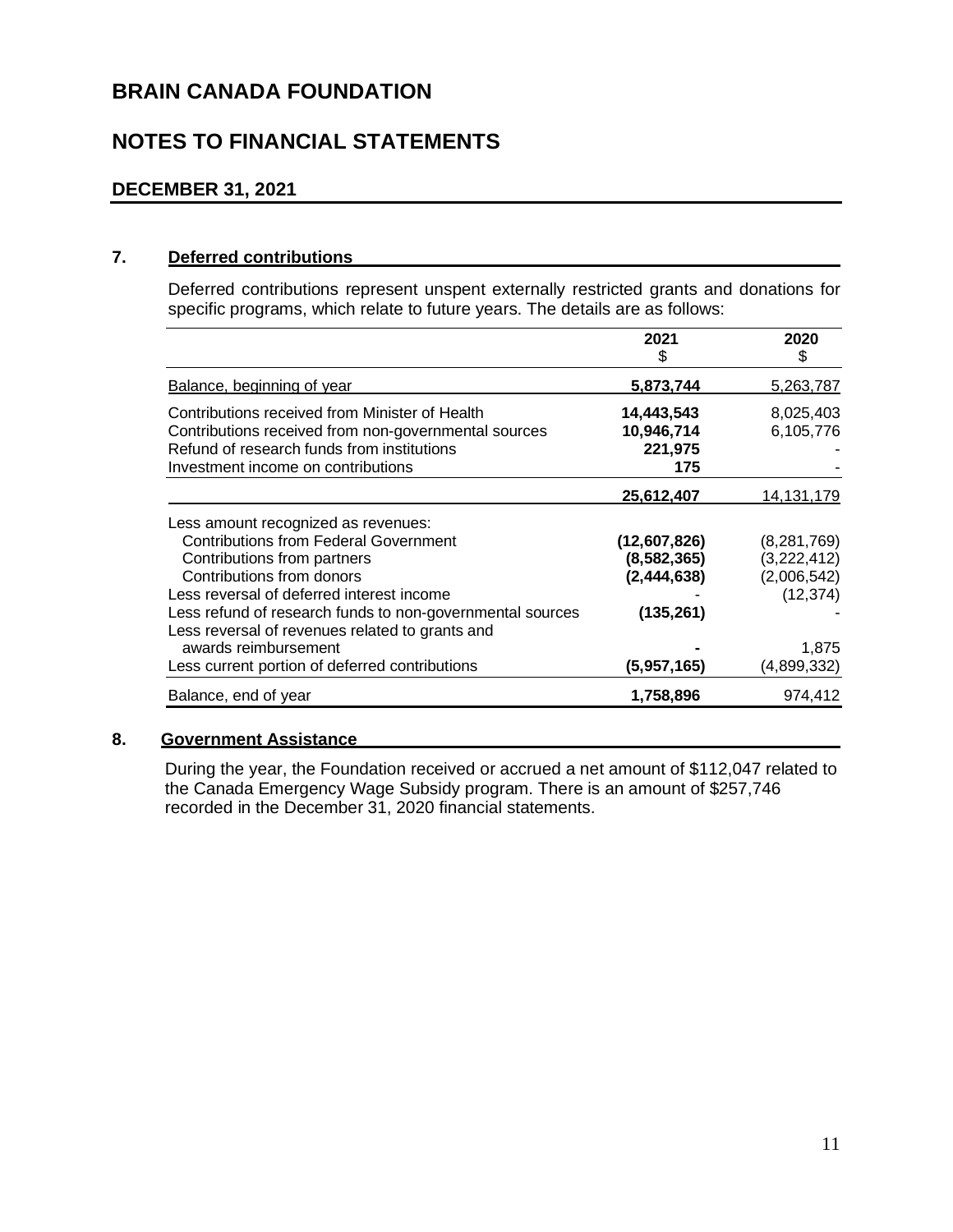# BRAIN CANADA FOUNDATION

# NOTES TO FINANCIAL STATEMENTS

## DECEMBER 31, 2021

### 7. Deferred contributions

Deferred contributions represent unspent externally restricted grants and donations for specific programs, which relate to future years. The details are as follows:

| | 2021<br>$ | 2020<br>$ |
|---|---|---|
| Balance, beginning of year | **5,873,744** | 5,263,787 |
| Contributions received from Minister of Health | **14,443,543** | 8,025,403 |
| Contributions received from non-governmental sources | **10,946,714** | 6,105,776 |
| Refund of research funds from institutions | **221,975** | - |
| Investment income on contributions | **175** | - |
| | **25,612,407** | 14,131,179 |
| Less amount recognized as revenues: | | |
| Contributions from Federal Government | **(12,607,826)** | (8,281,769) |
| Contributions from partners | **(8,582,365)** | (3,222,412) |
| Contributions from donors | **(2,444,638)** | (2,006,542) |
| Less reversal of deferred interest income | - | (12,374) |
| Less refund of research funds to non-governmental sources | **(135,261)** | - |
| Less reversal of revenues related to grants and awards reimbursement | **-** | 1,875 |
| Less current portion of deferred contributions | **(5,957,165)** | (4,899,332) |
| Balance, end of year | **1,758,896** | 974,412 |

### 8. Government Assistance

During the year, the Foundation received or accrued a net amount of $112,047 related to the Canada Emergency Wage Subsidy program. There is an amount of $257,746 recorded in the December 31, 2020 financial statements.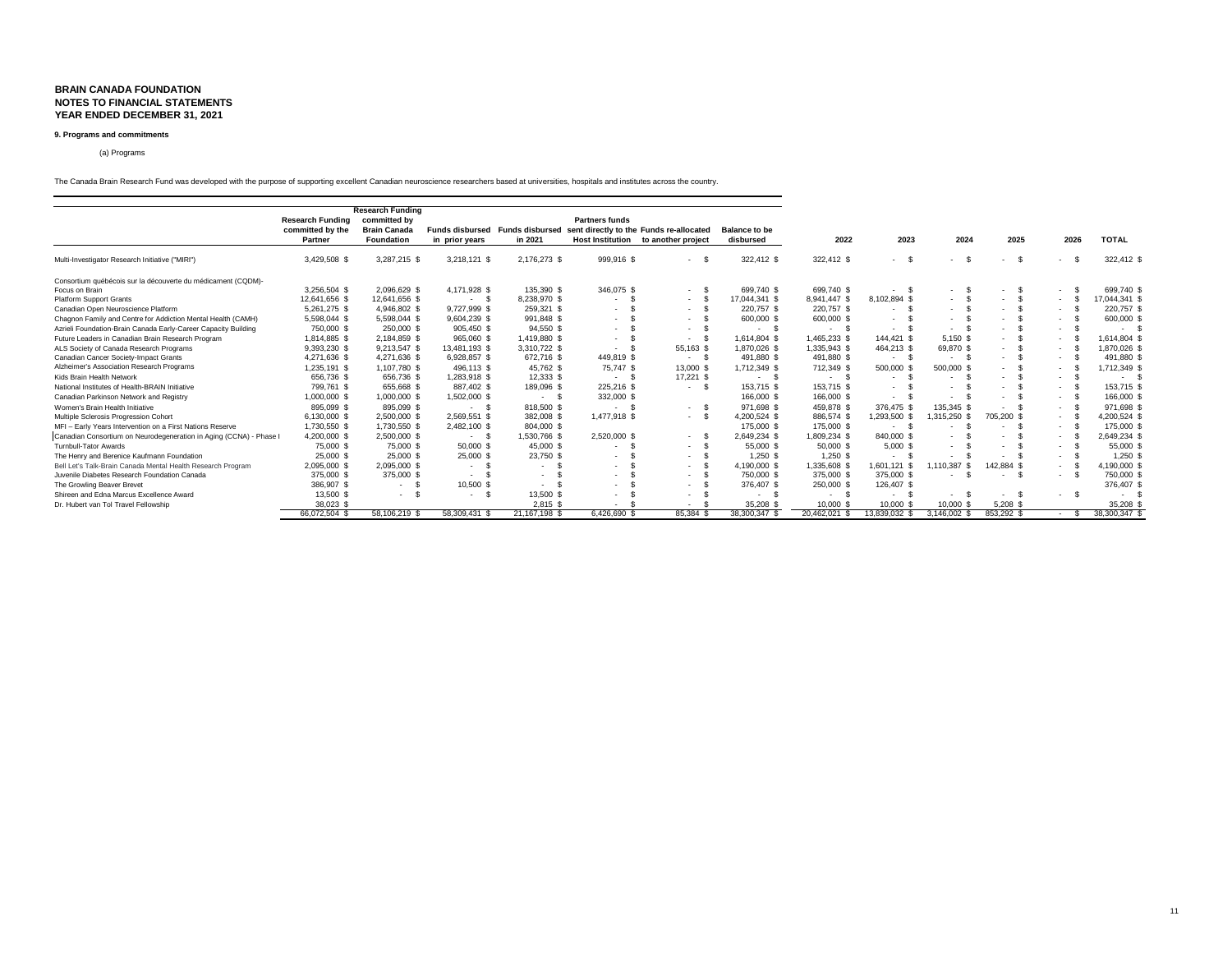**BRAIN CANADA FOUNDATION**
**NOTES TO FINANCIAL STATEMENTS**
**YEAR ENDED DECEMBER 31, 2021**

**9. Programs and commitments**

(a) Programs

The Canada Brain Research Fund was developed with the purpose of supporting excellent Canadian neuroscience researchers based at universities, hospitals and institutes across the country.

| | Research Funding committed by the Partner | Research Funding committed by Brain Canada Foundation | Funds disbursed in prior years | Funds disbursed in 2021 | Partners funds sent directly to the Host Institution | Funds re-allocated to another project | Balance to be disbursed | 2022 | 2023 | 2024 | 2025 | 2026 | TOTAL |
|---|---|---|---|---|---|---|---|---|---|---|---|---|---|
| Multi-Investigator Research Initiative ("MIRI") | 3,429,508 $ | 3,287,215 $ | 3,218,121 $ | 2,176,273 $ | 999,916 $ | - $ | 322,412 $ | 322,412 $ | - $ | - $ | - $ | - $ | 322,412 $ |
| Consortium québécois sur la découverte du médicament (CQDM)- | | | | | | | | | | | | | |
| Focus on Brain | 3,256,504 $ | 2,096,629 $ | 4,171,928 $ | 135,390 $ | 346,075 $ | - $ | 699,740 $ | 699,740 $ | - $ | - $ | - $ | - $ | 699,740 $ |
| Platform Support Grants | 12,641,656 $ | 12,641,656 $ | - $ | 8,238,970 $ | - $ | - $ | 17,044,341 $ | 8,941,447 $ | 8,102,894 $ | - $ | - $ | - $ | 17,044,341 $ |
| Canadian Open Neuroscience Platform | 5,261,275 $ | 4,946,802 $ | 9,727,999 $ | 259,321 $ | - $ | - $ | 220,757 $ | 220,757 $ | - $ | - $ | - $ | - $ | 220,757 $ |
| Chagnon Family and Centre for Addiction Mental Health (CAMH) | 5,598,044 $ | 5,598,044 $ | 9,604,239 $ | 991,848 $ | - $ | - $ | 600,000 $ | 600,000 $ | - $ | - $ | - $ | - $ | 600,000 $ |
| Azrieli Foundation-Brain Canada Early-Career Capacity Building | 750,000 $ | 250,000 $ | 905,450 $ | 94,550 $ | - $ | - $ | - $ | - $ | - $ | - $ | - $ | - $ | - $ |
| Future Leaders in Canadian Brain Research Program | 1,814,885 $ | 2,184,859 $ | 965,060 $ | 1,419,880 $ | - $ | - $ | 1,614,804 $ | 1,465,233 $ | 144,421 $ | 5,150 $ | - $ | - $ | 1,614,804 $ |
| ALS Society of Canada Research Programs | 9,393,230 $ | 9,213,547 $ | 13,481,193 $ | 3,310,722 $ | - $ | 55,163 $ | 1,870,026 $ | 1,335,943 $ | 464,213 $ | 69,870 $ | - $ | - $ | 1,870,026 $ |
| Canadian Cancer Society-Impact Grants | 4,271,636 $ | 4,271,636 $ | 6,928,857 $ | 672,716 $ | 449,819 $ | - $ | 491,880 $ | 491,880 $ | - $ | - $ | - $ | - $ | 491,880 $ |
| Alzheimer's Association Research Programs | 1,235,191 $ | 1,107,780 $ | 496,113 $ | 45,762 $ | 75,747 $ | 13,000 $ | 1,712,349 $ | 712,349 $ | 500,000 $ | 500,000 $ | - $ | - $ | 1,712,349 $ |
| Kids Brain Health Network | 656,736 $ | 656,736 $ | 1,283,918 $ | 12,333 $ | - $ | 17,221 $ | - $ | - $ | - $ | - $ | - $ | - $ | - $ |
| National Institutes of Health-BRAIN Initiative | 799,761 $ | 655,668 $ | 887,402 $ | 189,096 $ | 225,216 $ | - $ | 153,715 $ | 153,715 $ | - $ | - $ | - $ | - $ | 153,715 $ |
| Canadian Parkinson Network and Registry | 1,000,000 $ | 1,000,000 $ | 1,502,000 $ | - $ | 332,000 $ | | 166,000 $ | 166,000 $ | - $ | - $ | - $ | - $ | 166,000 $ |
| Women's Brain Health Initiative | 895,099 $ | 895,099 $ | - $ | 818,500 $ | - $ | - $ | 971,698 $ | 459,878 $ | 376,475 $ | 135,345 $ | - $ | - $ | 971,698 $ |
| Multiple Sclerosis Progression Cohort | 6,130,000 $ | 2,500,000 $ | 2,569,551 $ | 382,008 $ | 1,477,918 $ | - $ | 4,200,524 $ | 886,574 $ | 1,293,500 $ | 1,315,250 $ | 705,200 $ | - $ | 4,200,524 $ |
| MFI – Early Years Intervention on a First Nations Reserve | 1,730,550 $ | 1,730,550 $ | 2,482,100 $ | 804,000 $ | | | 175,000 $ | 175,000 $ | - $ | - $ | - $ | - $ | 175,000 $ |
| Canadian Consortium on Neurodegeneration in Aging (CCNA) - Phase I | 4,200,000 $ | 2,500,000 $ | - $ | 1,530,766 $ | 2,520,000 $ | - $ | 2,649,234 $ | 1,809,234 $ | 840,000 $ | - $ | - $ | - $ | 2,649,234 $ |
| Turnbull-Tator Awards | 75,000 $ | 75,000 $ | 50,000 $ | 45,000 $ | - $ | - $ | 55,000 $ | 50,000 $ | 5,000 $ | - $ | - $ | - $ | 55,000 $ |
| The Henry and Berenice Kaufmann Foundation | 25,000 $ | 25,000 $ | 25,000 $ | 23,750 $ | - $ | - $ | 1,250 $ | 1,250 $ | - $ | - $ | - $ | - $ | 1,250 $ |
| Bell Let's Talk-Brain Canada Mental Health Research Program | 2,095,000 $ | 2,095,000 $ | - $ | - $ | - $ | - $ | 4,190,000 $ | 1,335,608 $ | 1,601,121 $ | 1,110,387 $ | 142,884 $ | - $ | 4,190,000 $ |
| Juvenile Diabetes Research Foundation Canada | 375,000 $ | 375,000 $ | - $ | - $ | - $ | - $ | 750,000 $ | 375,000 $ | 375,000 $ | - $ | - $ | - $ | 750,000 $ |
| The Growling Beaver Brevet | 386,907 $ | - $ | 10,500 $ | - $ | - $ | - $ | 376,407 $ | 250,000 $ | 126,407 $ | | | | 376,407 $ |
| Shireen and Edna Marcus Excellence Award | 13,500 $ | - $ | - $ | 13,500 $ | - $ | - $ | - $ | - $ | - $ | - $ | - $ | - $ | - $ |
| Dr. Hubert van Tol Travel Fellowship | 38,023 $ | | | 2,815 $ | - $ | - $ | 35,208 $ | 10,000 $ | 10,000 $ | 10,000 $ | 5,208 $ | | 35,208 $ |
| | 66,072,504 $ | 58,106,219 $ | 58,309,431 $ | 21,167,198 $ | 6,426,690 $ | 85,384 $ | 38,300,347 $ | 20,462,021 $ | 13,839,032 $ | 3,146,002 $ | 853,292 $ | - $ | 38,300,347 $ |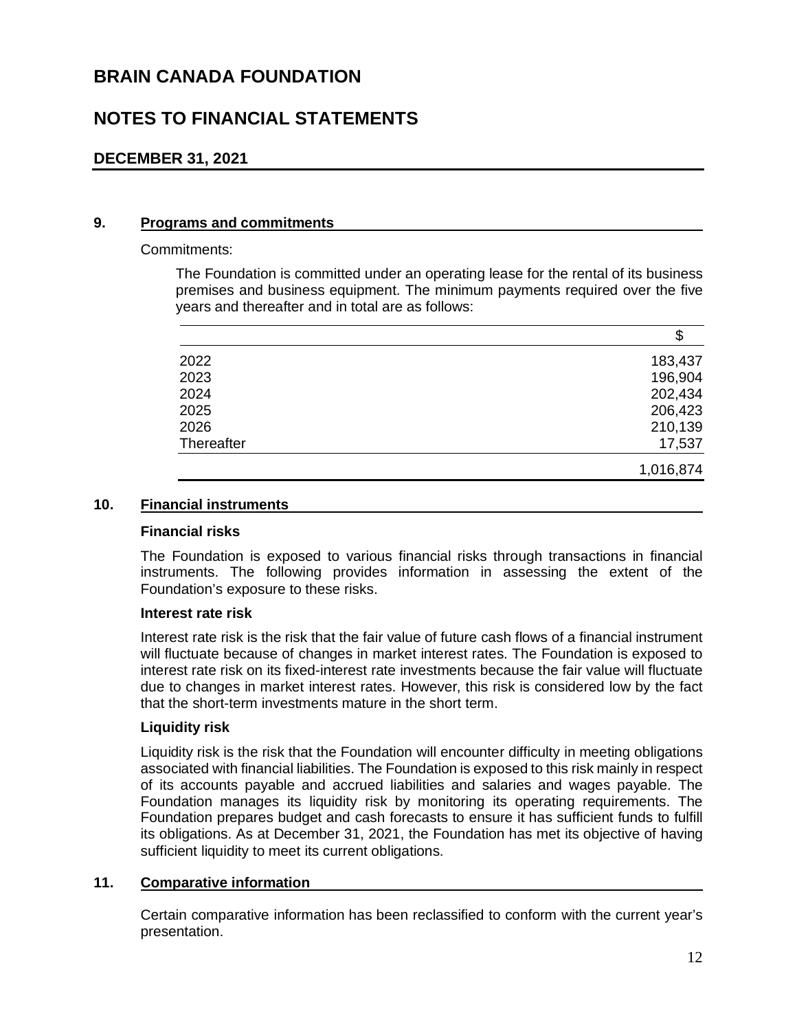# BRAIN CANADA FOUNDATION

# NOTES TO FINANCIAL STATEMENTS

## DECEMBER 31, 2021

### 9. Programs and commitments

Commitments:

The Foundation is committed under an operating lease for the rental of its business premises and business equipment. The minimum payments required over the five years and thereafter and in total are as follows:

| | $ |
|---|---|
| 2022 | 183,437 |
| 2023 | 196,904 |
| 2024 | 202,434 |
| 2025 | 206,423 |
| 2026 | 210,139 |
| Thereafter | 17,537 |
| | 1,016,874 |

### 10. Financial instruments

**Financial risks**

The Foundation is exposed to various financial risks through transactions in financial instruments. The following provides information in assessing the extent of the Foundation's exposure to these risks.

**Interest rate risk**

Interest rate risk is the risk that the fair value of future cash flows of a financial instrument will fluctuate because of changes in market interest rates. The Foundation is exposed to interest rate risk on its fixed-interest rate investments because the fair value will fluctuate due to changes in market interest rates. However, this risk is considered low by the fact that the short-term investments mature in the short term.

**Liquidity risk**

Liquidity risk is the risk that the Foundation will encounter difficulty in meeting obligations associated with financial liabilities. The Foundation is exposed to this risk mainly in respect of its accounts payable and accrued liabilities and salaries and wages payable. The Foundation manages its liquidity risk by monitoring its operating requirements. The Foundation prepares budget and cash forecasts to ensure it has sufficient funds to fulfill its obligations. As at December 31, 2021, the Foundation has met its objective of having sufficient liquidity to meet its current obligations.

### 11. Comparative information

Certain comparative information has been reclassified to conform with the current year's presentation.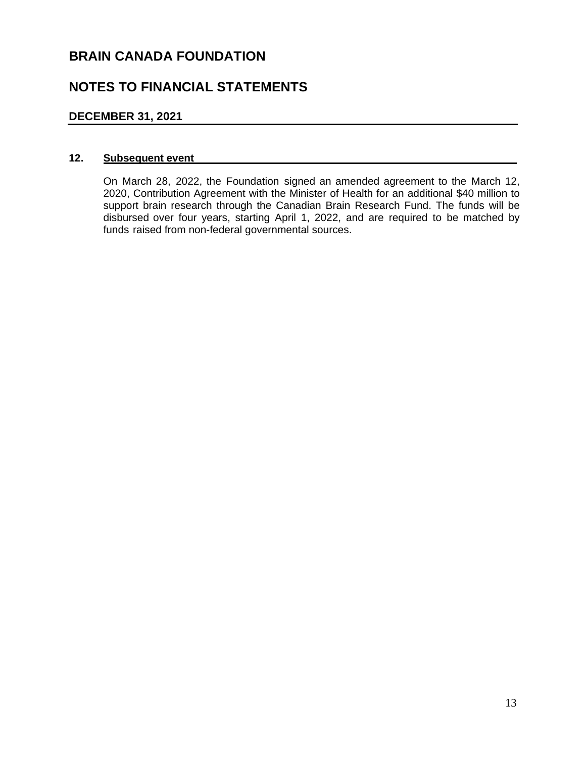# BRAIN CANADA FOUNDATION

## NOTES TO FINANCIAL STATEMENTS

### DECEMBER 31, 2021

#### 12. Subsequent event

On March 28, 2022, the Foundation signed an amended agreement to the March 12, 2020, Contribution Agreement with the Minister of Health for an additional $40 million to support brain research through the Canadian Brain Research Fund. The funds will be disbursed over four years, starting April 1, 2022, and are required to be matched by funds raised from non-federal governmental sources.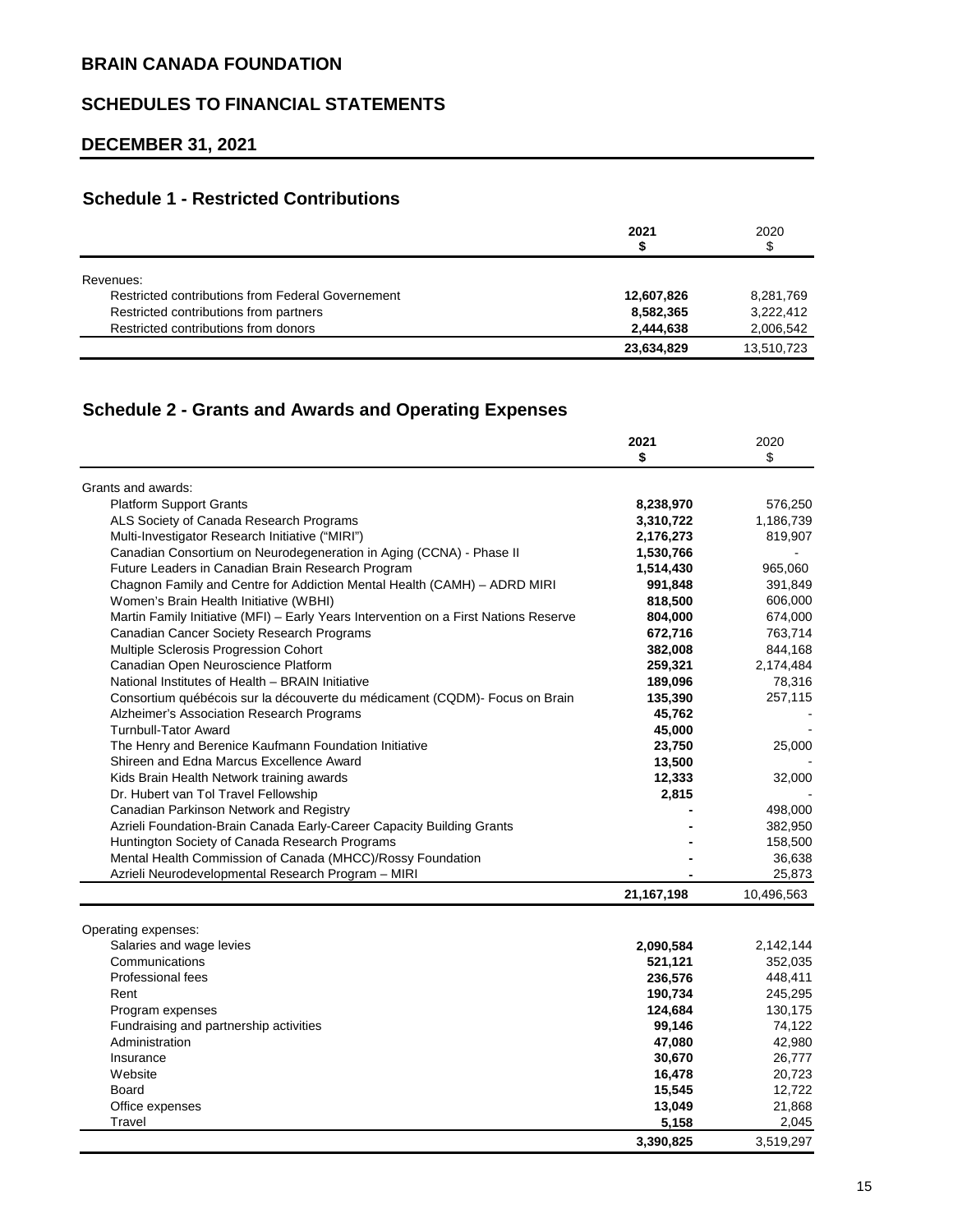# BRAIN CANADA FOUNDATION

## SCHEDULES TO FINANCIAL STATEMENTS

## DECEMBER 31, 2021

### Schedule 1 - Restricted Contributions

| | **2021** | 2020 |
|---|---|---|
| | **$** | $ |
| Revenues: | | |
| Restricted contributions from Federal Governement | **12,607,826** | 8,281,769 |
| Restricted contributions from partners | **8,582,365** | 3,222,412 |
| Restricted contributions from donors | **2,444,638** | 2,006,542 |
| | **23,634,829** | 13,510,723 |

### Schedule 2 - Grants and Awards and Operating Expenses

| | **2021** | 2020 |
|---|---|---|
| | **$** | $ |
| Grants and awards: | | |
| Platform Support Grants | **8,238,970** | 576,250 |
| ALS Society of Canada Research Programs | **3,310,722** | 1,186,739 |
| Multi-Investigator Research Initiative ("MIRI") | **2,176,273** | 819,907 |
| Canadian Consortium on Neurodegeneration in Aging (CCNA) - Phase II | **1,530,766** | - |
| Future Leaders in Canadian Brain Research Program | **1,514,430** | 965,060 |
| Chagnon Family and Centre for Addiction Mental Health (CAMH) – ADRD MIRI | **991,848** | 391,849 |
| Women's Brain Health Initiative (WBHI) | **818,500** | 606,000 |
| Martin Family Initiative (MFI) – Early Years Intervention on a First Nations Reserve | **804,000** | 674,000 |
| Canadian Cancer Society Research Programs | **672,716** | 763,714 |
| Multiple Sclerosis Progression Cohort | **382,008** | 844,168 |
| Canadian Open Neuroscience Platform | **259,321** | 2,174,484 |
| National Institutes of Health – BRAIN Initiative | **189,096** | 78,316 |
| Consortium québécois sur la découverte du médicament (CQDM)- Focus on Brain | **135,390** | 257,115 |
| Alzheimer's Association Research Programs | **45,762** | - |
| Turnbull-Tator Award | **45,000** | - |
| The Henry and Berenice Kaufmann Foundation Initiative | **23,750** | 25,000 |
| Shireen and Edna Marcus Excellence Award | **13,500** | - |
| Kids Brain Health Network training awards | **12,333** | 32,000 |
| Dr. Hubert van Tol Travel Fellowship | **2,815** | - |
| Canadian Parkinson Network and Registry | **-** | 498,000 |
| Azrieli Foundation-Brain Canada Early-Career Capacity Building Grants | **-** | 382,950 |
| Huntington Society of Canada Research Programs | **-** | 158,500 |
| Mental Health Commission of Canada (MHCC)/Rossy Foundation | **-** | 36,638 |
| Azrieli Neurodevelopmental Research Program – MIRI | **-** | 25,873 |
| | **21,167,198** | 10,496,563 |
| Operating expenses: | | |
| Salaries and wage levies | **2,090,584** | 2,142,144 |
| Communications | **521,121** | 352,035 |
| Professional fees | **236,576** | 448,411 |
| Rent | **190,734** | 245,295 |
| Program expenses | **124,684** | 130,175 |
| Fundraising and partnership activities | **99,146** | 74,122 |
| Administration | **47,080** | 42,980 |
| Insurance | **30,670** | 26,777 |
| Website | **16,478** | 20,723 |
| Board | **15,545** | 12,722 |
| Office expenses | **13,049** | 21,868 |
| Travel | **5,158** | 2,045 |
| | **3,390,825** | 3,519,297 |